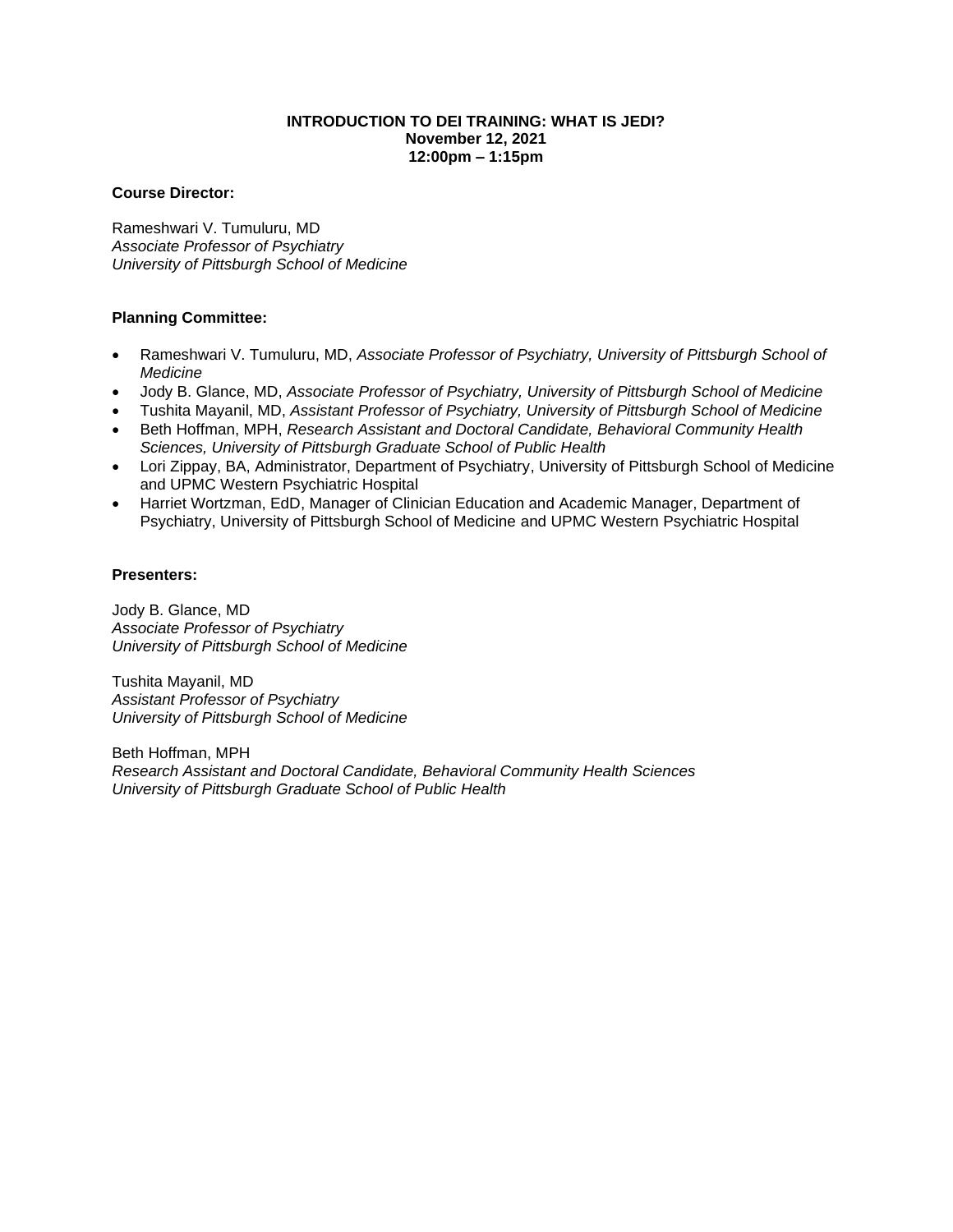**INTRODUCTION TO DEI TRAINING: WHAT IS JEDI?**
**November 12, 2021**
**12:00pm – 1:15pm**

**Course Director:**

Rameshwari V. Tumuluru, MD
*Associate Professor of Psychiatry*
*University of Pittsburgh School of Medicine*

**Planning Committee:**

- Rameshwari V. Tumuluru, MD, *Associate Professor of Psychiatry, University of Pittsburgh School of Medicine*
- Jody B. Glance, MD, *Associate Professor of Psychiatry, University of Pittsburgh School of Medicine*
- Tushita Mayanil, MD, *Assistant Professor of Psychiatry, University of Pittsburgh School of Medicine*
- Beth Hoffman, MPH, *Research Assistant and Doctoral Candidate, Behavioral Community Health Sciences, University of Pittsburgh Graduate School of Public Health*
- Lori Zippay, BA, Administrator, Department of Psychiatry, University of Pittsburgh School of Medicine and UPMC Western Psychiatric Hospital
- Harriet Wortzman, EdD, Manager of Clinician Education and Academic Manager, Department of Psychiatry, University of Pittsburgh School of Medicine and UPMC Western Psychiatric Hospital

**Presenters:**

Jody B. Glance, MD
*Associate Professor of Psychiatry*
*University of Pittsburgh School of Medicine*

Tushita Mayanil, MD
*Assistant Professor of Psychiatry*
*University of Pittsburgh School of Medicine*

Beth Hoffman, MPH
*Research Assistant and Doctoral Candidate, Behavioral Community Health Sciences*
*University of Pittsburgh Graduate School of Public Health*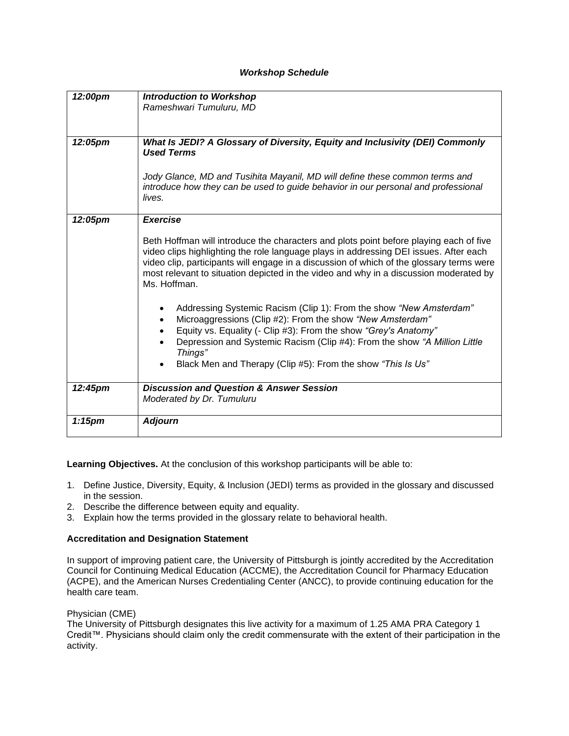### *Workshop Schedule*

| | |
|---|---|
| ***12:00pm*** | ***Introduction to Workshop***<br>*Rameshwari Tumuluru, MD* |
| ***12:05pm*** | ***What Is JEDI? A Glossary of Diversity, Equity and Inclusivity (DEI) Commonly Used Terms***<br><br>*Jody Glance, MD and Tusihita Mayanil, MD will define these common terms and introduce how they can be used to guide behavior in our personal and professional lives.* |
| ***12:05pm*** | ***Exercise***<br><br>Beth Hoffman will introduce the characters and plots point before playing each of five video clips highlighting the role language plays in addressing DEI issues. After each video clip, participants will engage in a discussion of which of the glossary terms were most relevant to situation depicted in the video and why in a discussion moderated by Ms. Hoffman.<br><br>• Addressing Systemic Racism (Clip 1): From the show *"New Amsterdam"*<br>• Microaggressions (Clip #2): From the show *"New Amsterdam"*<br>• Equity vs. Equality (- Clip #3): From the show *"Grey's Anatomy"*<br>• Depression and Systemic Racism (Clip #4): From the show *"A Million Little Things"*<br>• Black Men and Therapy (Clip #5): From the show *"This Is Us"* |
| ***12:45pm*** | ***Discussion and Question & Answer Session***<br>*Moderated by Dr. Tumuluru* |
| ***1:15pm*** | ***Adjourn*** |

**Learning Objectives.** At the conclusion of this workshop participants will be able to:

1. Define Justice, Diversity, Equity, & Inclusion (JEDI) terms as provided in the glossary and discussed in the session.
2. Describe the difference between equity and equality.
3. Explain how the terms provided in the glossary relate to behavioral health.

**Accreditation and Designation Statement**

In support of improving patient care, the University of Pittsburgh is jointly accredited by the Accreditation Council for Continuing Medical Education (ACCME), the Accreditation Council for Pharmacy Education (ACPE), and the American Nurses Credentialing Center (ANCC), to provide continuing education for the health care team.

Physician (CME)
The University of Pittsburgh designates this live activity for a maximum of 1.25 AMA PRA Category 1 Credit™. Physicians should claim only the credit commensurate with the extent of their participation in the activity.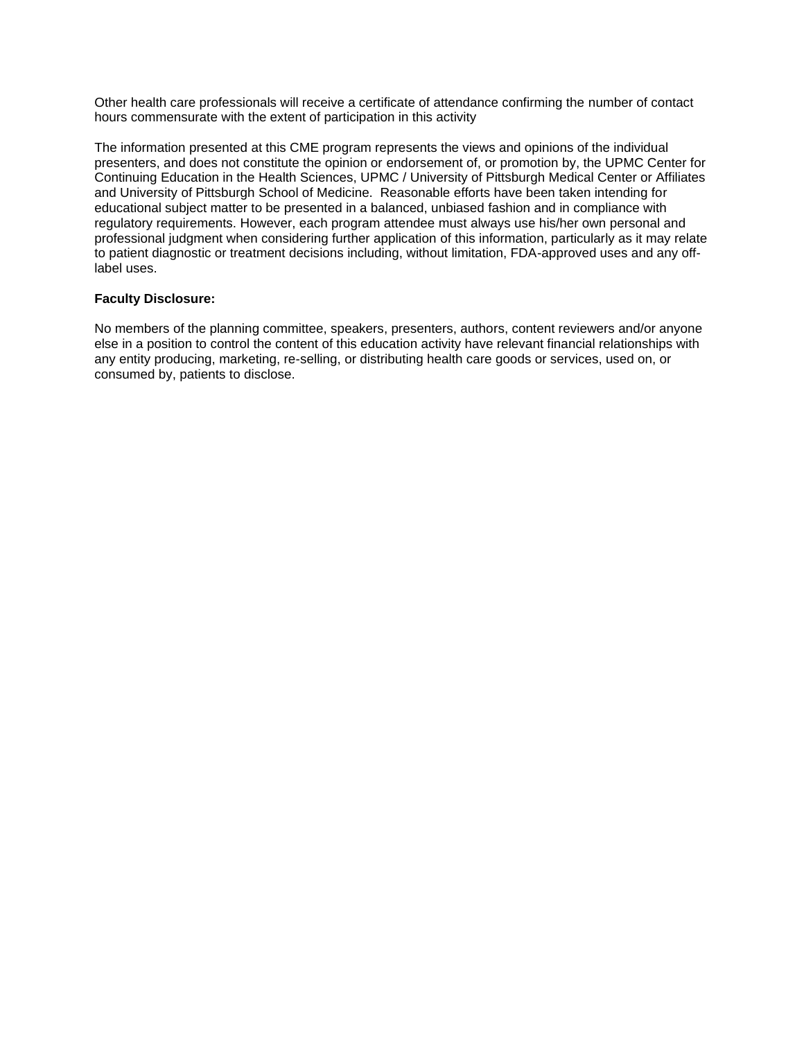Other health care professionals will receive a certificate of attendance confirming the number of contact hours commensurate with the extent of participation in this activity

The information presented at this CME program represents the views and opinions of the individual presenters, and does not constitute the opinion or endorsement of, or promotion by, the UPMC Center for Continuing Education in the Health Sciences, UPMC / University of Pittsburgh Medical Center or Affiliates and University of Pittsburgh School of Medicine. Reasonable efforts have been taken intending for educational subject matter to be presented in a balanced, unbiased fashion and in compliance with regulatory requirements. However, each program attendee must always use his/her own personal and professional judgment when considering further application of this information, particularly as it may relate to patient diagnostic or treatment decisions including, without limitation, FDA-approved uses and any off-label uses.

**Faculty Disclosure:**

No members of the planning committee, speakers, presenters, authors, content reviewers and/or anyone else in a position to control the content of this education activity have relevant financial relationships with any entity producing, marketing, re-selling, or distributing health care goods or services, used on, or consumed by, patients to disclose.